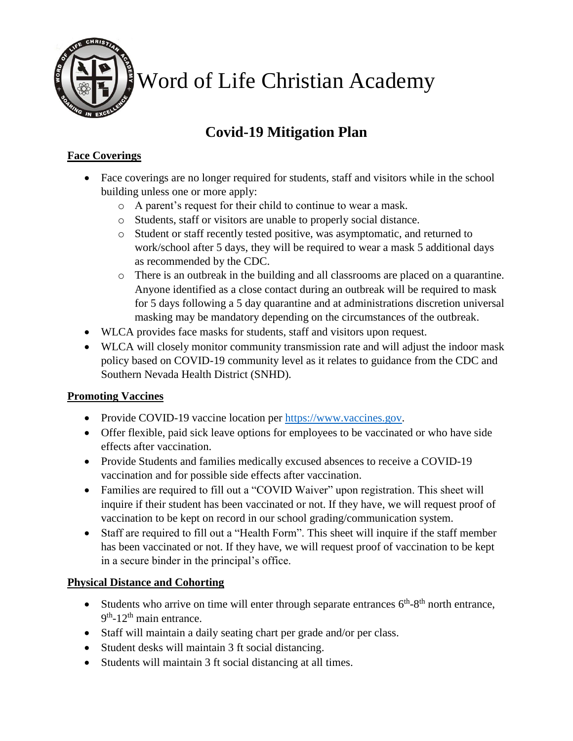# Word of Life Christian Academy

## Covid-19 Mitigation Plan

### Face Coverings

- Face coverings are no longer required for students, staff and visitors while in the school building unless one or more apply:
  - A parent's request for their child to continue to wear a mask.
  - Students, staff or visitors are unable to properly social distance.
  - Student or staff recently tested positive, was asymptomatic, and returned to work/school after 5 days, they will be required to wear a mask 5 additional days as recommended by the CDC.
  - There is an outbreak in the building and all classrooms are placed on a quarantine. Anyone identified as a close contact during an outbreak will be required to mask for 5 days following a 5 day quarantine and at administrations discretion universal masking may be mandatory depending on the circumstances of the outbreak.
- WLCA provides face masks for students, staff and visitors upon request.
- WLCA will closely monitor community transmission rate and will adjust the indoor mask policy based on COVID-19 community level as it relates to guidance from the CDC and Southern Nevada Health District (SNHD).

### Promoting Vaccines

- Provide COVID-19 vaccine location per https://www.vaccines.gov.
- Offer flexible, paid sick leave options for employees to be vaccinated or who have side effects after vaccination.
- Provide Students and families medically excused absences to receive a COVID-19 vaccination and for possible side effects after vaccination.
- Families are required to fill out a "COVID Waiver" upon registration. This sheet will inquire if their student has been vaccinated or not. If they have, we will request proof of vaccination to be kept on record in our school grading/communication system.
- Staff are required to fill out a "Health Form". This sheet will inquire if the staff member has been vaccinated or not. If they have, we will request proof of vaccination to be kept in a secure binder in the principal's office.

### Physical Distance and Cohorting

- Students who arrive on time will enter through separate entrances 6th-8th north entrance, 9th-12th main entrance.
- Staff will maintain a daily seating chart per grade and/or per class.
- Student desks will maintain 3 ft social distancing.
- Students will maintain 3 ft social distancing at all times.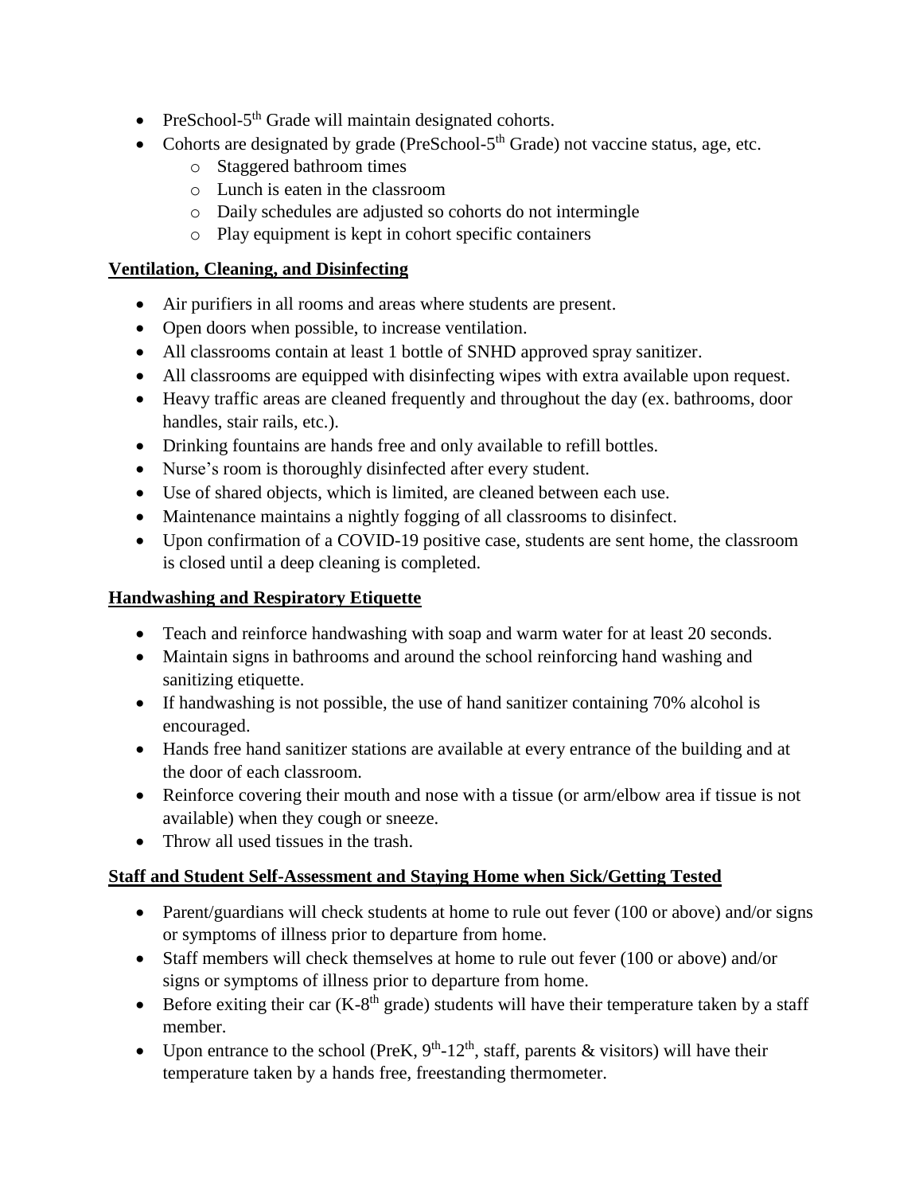- PreSchool-5th Grade will maintain designated cohorts.
- Cohorts are designated by grade (PreSchool-5th Grade) not vaccine status, age, etc.
  - Staggered bathroom times
  - Lunch is eaten in the classroom
  - Daily schedules are adjusted so cohorts do not intermingle
  - Play equipment is kept in cohort specific containers

**Ventilation, Cleaning, and Disinfecting**

- Air purifiers in all rooms and areas where students are present.
- Open doors when possible, to increase ventilation.
- All classrooms contain at least 1 bottle of SNHD approved spray sanitizer.
- All classrooms are equipped with disinfecting wipes with extra available upon request.
- Heavy traffic areas are cleaned frequently and throughout the day (ex. bathrooms, door handles, stair rails, etc.).
- Drinking fountains are hands free and only available to refill bottles.
- Nurse's room is thoroughly disinfected after every student.
- Use of shared objects, which is limited, are cleaned between each use.
- Maintenance maintains a nightly fogging of all classrooms to disinfect.
- Upon confirmation of a COVID-19 positive case, students are sent home, the classroom is closed until a deep cleaning is completed.

**Handwashing and Respiratory Etiquette**

- Teach and reinforce handwashing with soap and warm water for at least 20 seconds.
- Maintain signs in bathrooms and around the school reinforcing hand washing and sanitizing etiquette.
- If handwashing is not possible, the use of hand sanitizer containing 70% alcohol is encouraged.
- Hands free hand sanitizer stations are available at every entrance of the building and at the door of each classroom.
- Reinforce covering their mouth and nose with a tissue (or arm/elbow area if tissue is not available) when they cough or sneeze.
- Throw all used tissues in the trash.

**Staff and Student Self-Assessment and Staying Home when Sick/Getting Tested**

- Parent/guardians will check students at home to rule out fever (100 or above) and/or signs or symptoms of illness prior to departure from home.
- Staff members will check themselves at home to rule out fever (100 or above) and/or signs or symptoms of illness prior to departure from home.
- Before exiting their car (K-8th grade) students will have their temperature taken by a staff member.
- Upon entrance to the school (PreK, 9th-12th, staff, parents & visitors) will have their temperature taken by a hands free, freestanding thermometer.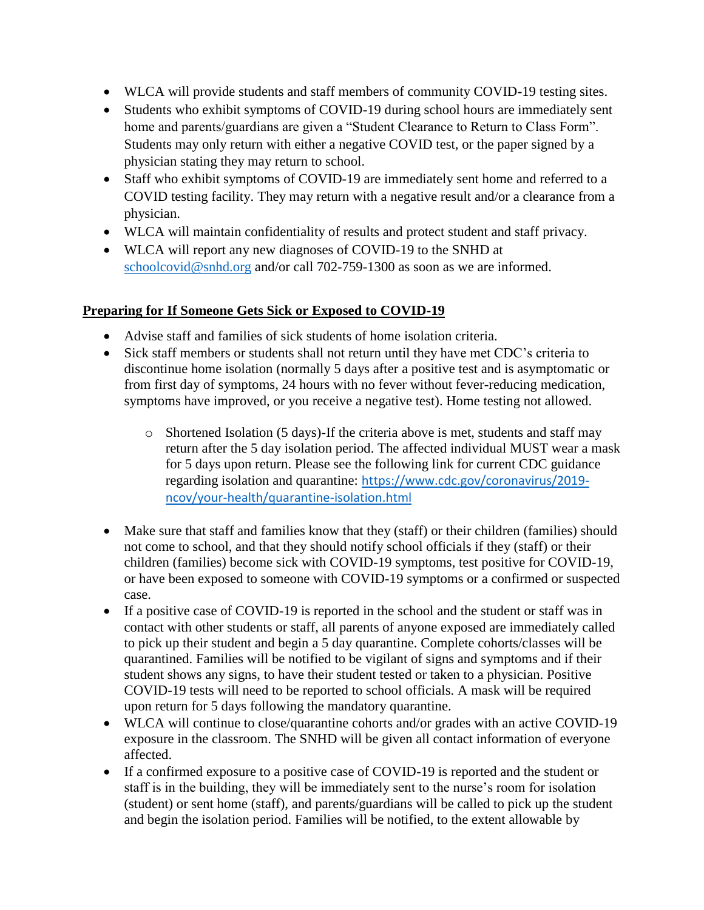- WLCA will provide students and staff members of community COVID-19 testing sites.
- Students who exhibit symptoms of COVID-19 during school hours are immediately sent home and parents/guardians are given a "Student Clearance to Return to Class Form". Students may only return with either a negative COVID test, or the paper signed by a physician stating they may return to school.
- Staff who exhibit symptoms of COVID-19 are immediately sent home and referred to a COVID testing facility. They may return with a negative result and/or a clearance from a physician.
- WLCA will maintain confidentiality of results and protect student and staff privacy.
- WLCA will report any new diagnoses of COVID-19 to the SNHD at [schoolcovid@snhd.org](mailto:schoolcovid@snhd.org) and/or call 702-759-1300 as soon as we are informed.

**Preparing for If Someone Gets Sick or Exposed to COVID-19**

- Advise staff and families of sick students of home isolation criteria.
- Sick staff members or students shall not return until they have met CDC's criteria to discontinue home isolation (normally 5 days after a positive test and is asymptomatic or from first day of symptoms, 24 hours with no fever without fever-reducing medication, symptoms have improved, or you receive a negative test). Home testing not allowed.
    - Shortened Isolation (5 days)-If the criteria above is met, students and staff may return after the 5 day isolation period. The affected individual MUST wear a mask for 5 days upon return. Please see the following link for current CDC guidance regarding isolation and quarantine: [https://www.cdc.gov/coronavirus/2019-ncov/your-health/quarantine-isolation.html](https://www.cdc.gov/coronavirus/2019-ncov/your-health/quarantine-isolation.html)
- Make sure that staff and families know that they (staff) or their children (families) should not come to school, and that they should notify school officials if they (staff) or their children (families) become sick with COVID-19 symptoms, test positive for COVID-19, or have been exposed to someone with COVID-19 symptoms or a confirmed or suspected case.
- If a positive case of COVID-19 is reported in the school and the student or staff was in contact with other students or staff, all parents of anyone exposed are immediately called to pick up their student and begin a 5 day quarantine. Complete cohorts/classes will be quarantined. Families will be notified to be vigilant of signs and symptoms and if their student shows any signs, to have their student tested or taken to a physician. Positive COVID-19 tests will need to be reported to school officials. A mask will be required upon return for 5 days following the mandatory quarantine.
- WLCA will continue to close/quarantine cohorts and/or grades with an active COVID-19 exposure in the classroom. The SNHD will be given all contact information of everyone affected.
- If a confirmed exposure to a positive case of COVID-19 is reported and the student or staff is in the building, they will be immediately sent to the nurse's room for isolation (student) or sent home (staff), and parents/guardians will be called to pick up the student and begin the isolation period. Families will be notified, to the extent allowable by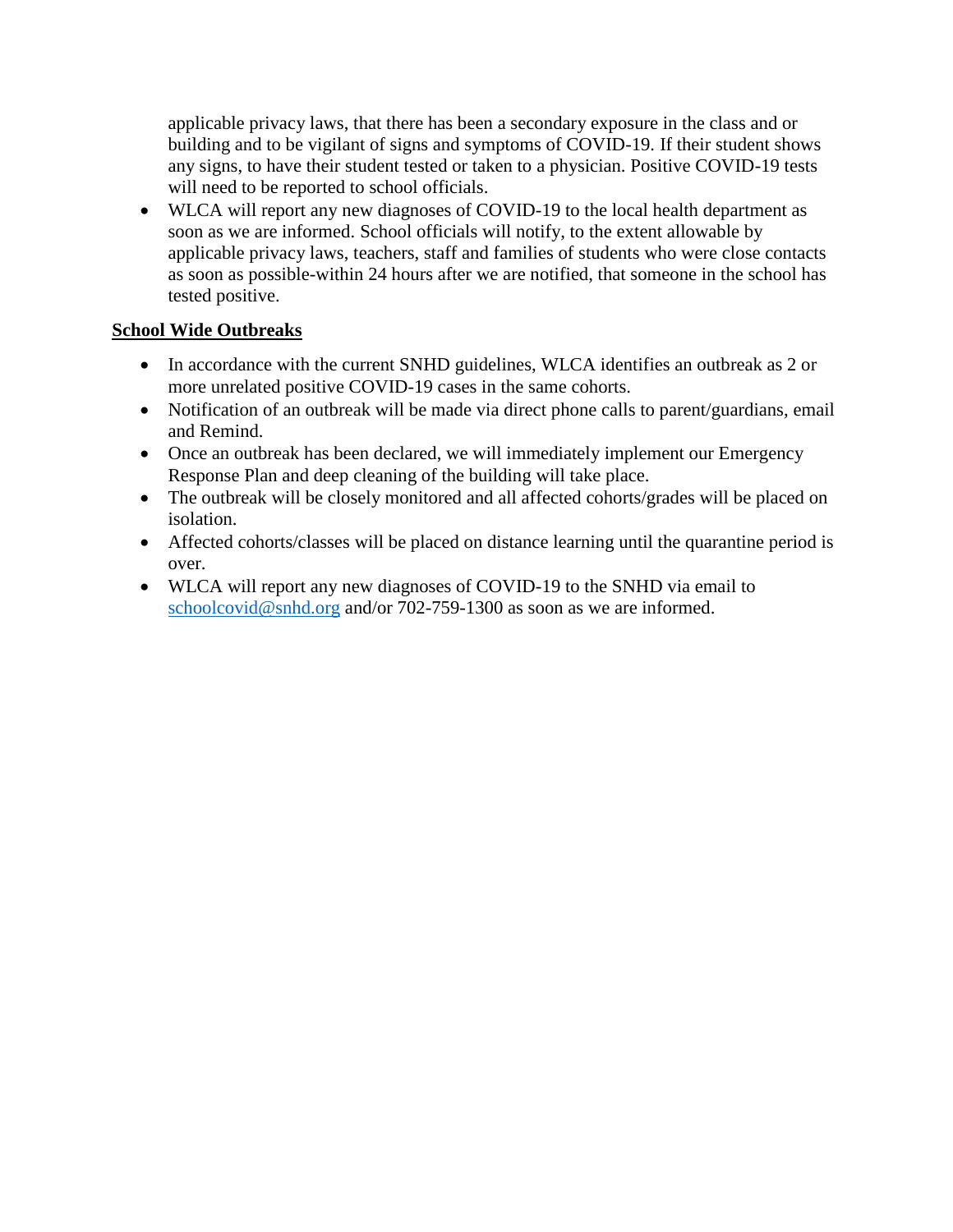applicable privacy laws, that there has been a secondary exposure in the class and or building and to be vigilant of signs and symptoms of COVID-19. If their student shows any signs, to have their student tested or taken to a physician. Positive COVID-19 tests will need to be reported to school officials.

- WLCA will report any new diagnoses of COVID-19 to the local health department as soon as we are informed. School officials will notify, to the extent allowable by applicable privacy laws, teachers, staff and families of students who were close contacts as soon as possible-within 24 hours after we are notified, that someone in the school has tested positive.

**School Wide Outbreaks**

- In accordance with the current SNHD guidelines, WLCA identifies an outbreak as 2 or more unrelated positive COVID-19 cases in the same cohorts.
- Notification of an outbreak will be made via direct phone calls to parent/guardians, email and Remind.
- Once an outbreak has been declared, we will immediately implement our Emergency Response Plan and deep cleaning of the building will take place.
- The outbreak will be closely monitored and all affected cohorts/grades will be placed on isolation.
- Affected cohorts/classes will be placed on distance learning until the quarantine period is over.
- WLCA will report any new diagnoses of COVID-19 to the SNHD via email to schoolcovid@snhd.org and/or 702-759-1300 as soon as we are informed.